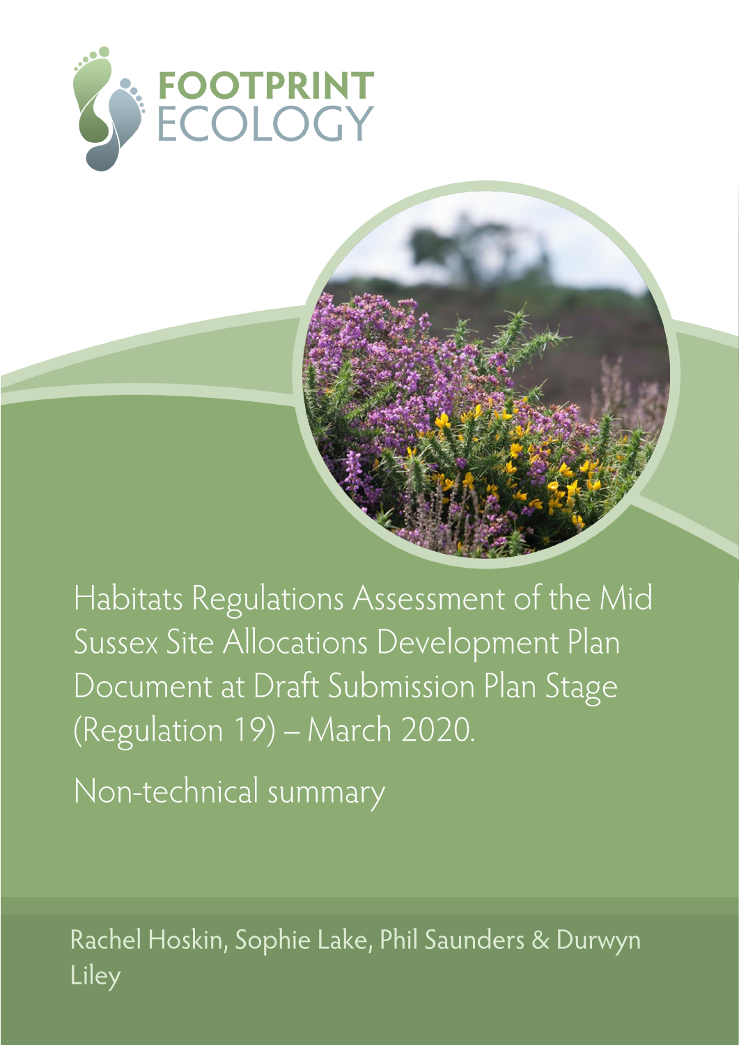FOOTPRINT ECOLOGY

# Habitats Regulations Assessment of the Mid Sussex Site Allocations Development Plan Document at Draft Submission Plan Stage (Regulation 19) – March 2020.

## Non-technical summary

Rachel Hoskin, Sophie Lake, Phil Saunders & Durwyn Liley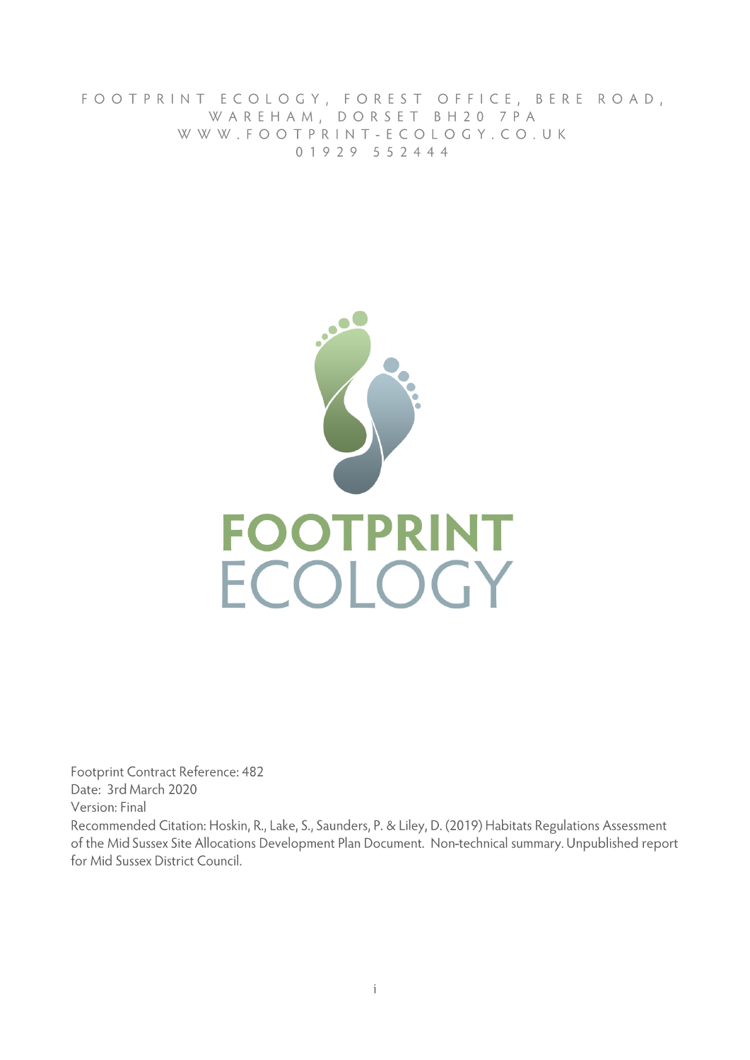FOOTPRINT ECOLOGY, FOREST OFFICE, BERE ROAD, WAREHAM, DORSET BH20 7PA
WWW.FOOTPRINT-ECOLOGY.CO.UK
01929 552444

FOOTPRINT ECOLOGY

Footprint Contract Reference: 482
Date: 3rd March 2020
Version: Final
Recommended Citation: Hoskin, R., Lake, S., Saunders, P. & Liley, D. (2019) Habitats Regulations Assessment of the Mid Sussex Site Allocations Development Plan Document. Non-technical summary. Unpublished report for Mid Sussex District Council.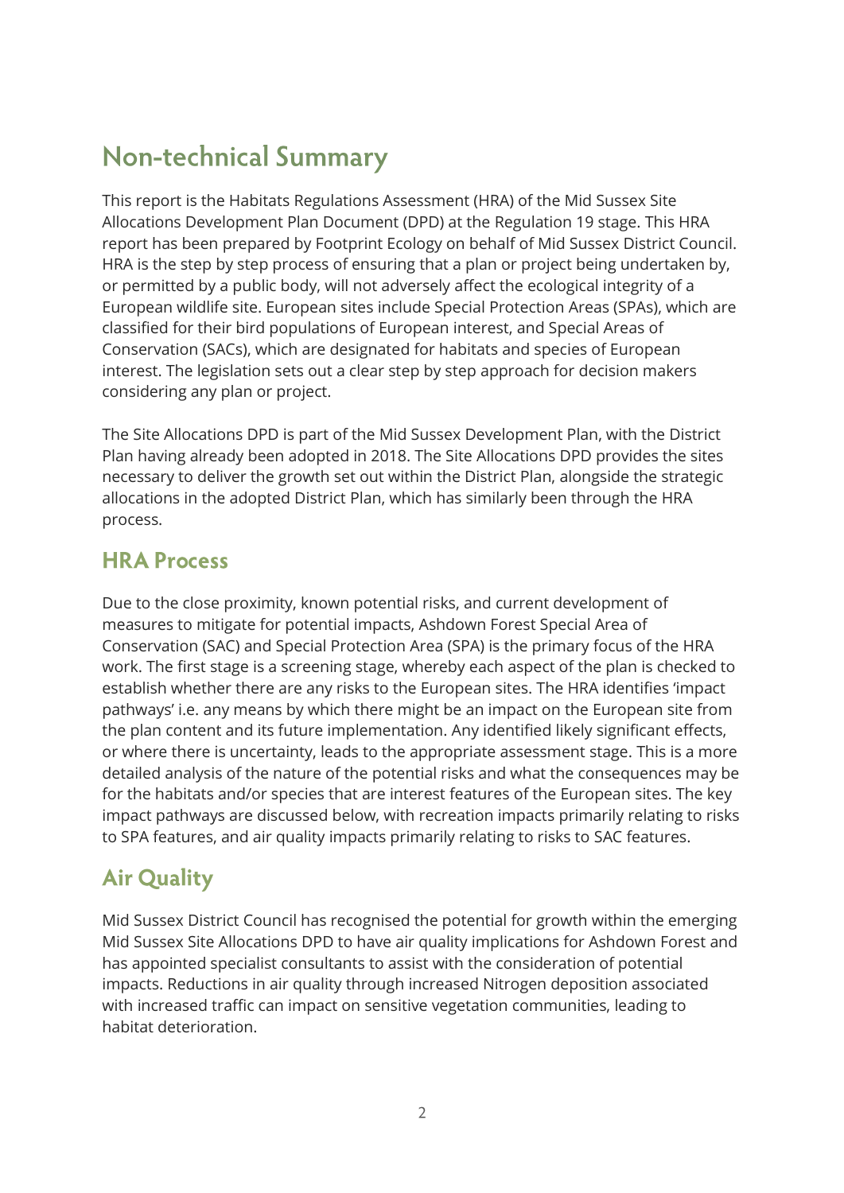# Non-technical Summary

This report is the Habitats Regulations Assessment (HRA) of the Mid Sussex Site Allocations Development Plan Document (DPD) at the Regulation 19 stage. This HRA report has been prepared by Footprint Ecology on behalf of Mid Sussex District Council. HRA is the step by step process of ensuring that a plan or project being undertaken by, or permitted by a public body, will not adversely affect the ecological integrity of a European wildlife site. European sites include Special Protection Areas (SPAs), which are classified for their bird populations of European interest, and Special Areas of Conservation (SACs), which are designated for habitats and species of European interest. The legislation sets out a clear step by step approach for decision makers considering any plan or project.

The Site Allocations DPD is part of the Mid Sussex Development Plan, with the District Plan having already been adopted in 2018. The Site Allocations DPD provides the sites necessary to deliver the growth set out within the District Plan, alongside the strategic allocations in the adopted District Plan, which has similarly been through the HRA process.

## HRA Process

Due to the close proximity, known potential risks, and current development of measures to mitigate for potential impacts, Ashdown Forest Special Area of Conservation (SAC) and Special Protection Area (SPA) is the primary focus of the HRA work. The first stage is a screening stage, whereby each aspect of the plan is checked to establish whether there are any risks to the European sites. The HRA identifies 'impact pathways' i.e. any means by which there might be an impact on the European site from the plan content and its future implementation. Any identified likely significant effects, or where there is uncertainty, leads to the appropriate assessment stage. This is a more detailed analysis of the nature of the potential risks and what the consequences may be for the habitats and/or species that are interest features of the European sites. The key impact pathways are discussed below, with recreation impacts primarily relating to risks to SPA features, and air quality impacts primarily relating to risks to SAC features.

## Air Quality

Mid Sussex District Council has recognised the potential for growth within the emerging Mid Sussex Site Allocations DPD to have air quality implications for Ashdown Forest and has appointed specialist consultants to assist with the consideration of potential impacts. Reductions in air quality through increased Nitrogen deposition associated with increased traffic can impact on sensitive vegetation communities, leading to habitat deterioration.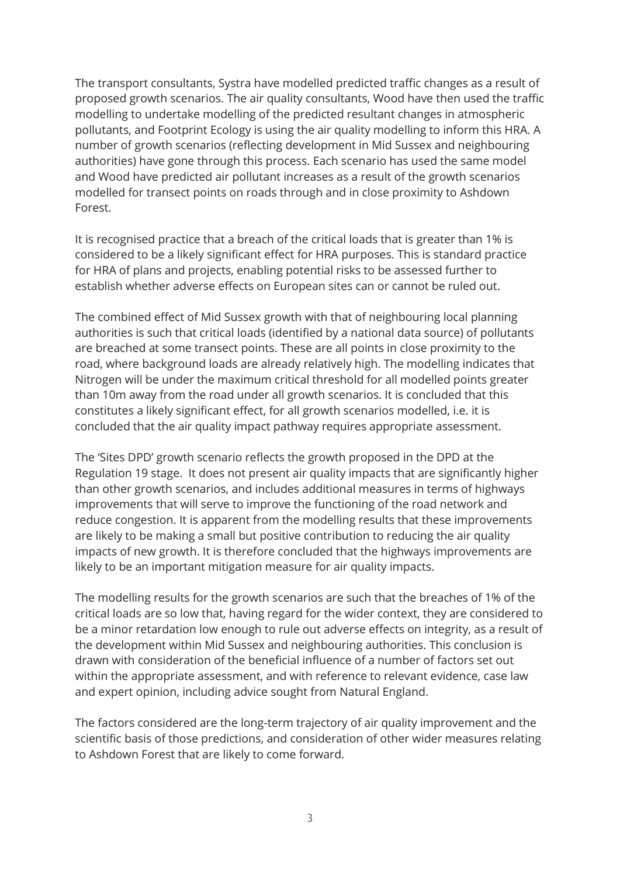The transport consultants, Systra have modelled predicted traffic changes as a result of proposed growth scenarios. The air quality consultants, Wood have then used the traffic modelling to undertake modelling of the predicted resultant changes in atmospheric pollutants, and Footprint Ecology is using the air quality modelling to inform this HRA. A number of growth scenarios (reflecting development in Mid Sussex and neighbouring authorities) have gone through this process. Each scenario has used the same model and Wood have predicted air pollutant increases as a result of the growth scenarios modelled for transect points on roads through and in close proximity to Ashdown Forest.

It is recognised practice that a breach of the critical loads that is greater than 1% is considered to be a likely significant effect for HRA purposes. This is standard practice for HRA of plans and projects, enabling potential risks to be assessed further to establish whether adverse effects on European sites can or cannot be ruled out.

The combined effect of Mid Sussex growth with that of neighbouring local planning authorities is such that critical loads (identified by a national data source) of pollutants are breached at some transect points. These are all points in close proximity to the road, where background loads are already relatively high. The modelling indicates that Nitrogen will be under the maximum critical threshold for all modelled points greater than 10m away from the road under all growth scenarios. It is concluded that this constitutes a likely significant effect, for all growth scenarios modelled, i.e. it is concluded that the air quality impact pathway requires appropriate assessment.

The 'Sites DPD' growth scenario reflects the growth proposed in the DPD at the Regulation 19 stage. It does not present air quality impacts that are significantly higher than other growth scenarios, and includes additional measures in terms of highways improvements that will serve to improve the functioning of the road network and reduce congestion. It is apparent from the modelling results that these improvements are likely to be making a small but positive contribution to reducing the air quality impacts of new growth. It is therefore concluded that the highways improvements are likely to be an important mitigation measure for air quality impacts.

The modelling results for the growth scenarios are such that the breaches of 1% of the critical loads are so low that, having regard for the wider context, they are considered to be a minor retardation low enough to rule out adverse effects on integrity, as a result of the development within Mid Sussex and neighbouring authorities. This conclusion is drawn with consideration of the beneficial influence of a number of factors set out within the appropriate assessment, and with reference to relevant evidence, case law and expert opinion, including advice sought from Natural England.

The factors considered are the long-term trajectory of air quality improvement and the scientific basis of those predictions, and consideration of other wider measures relating to Ashdown Forest that are likely to come forward.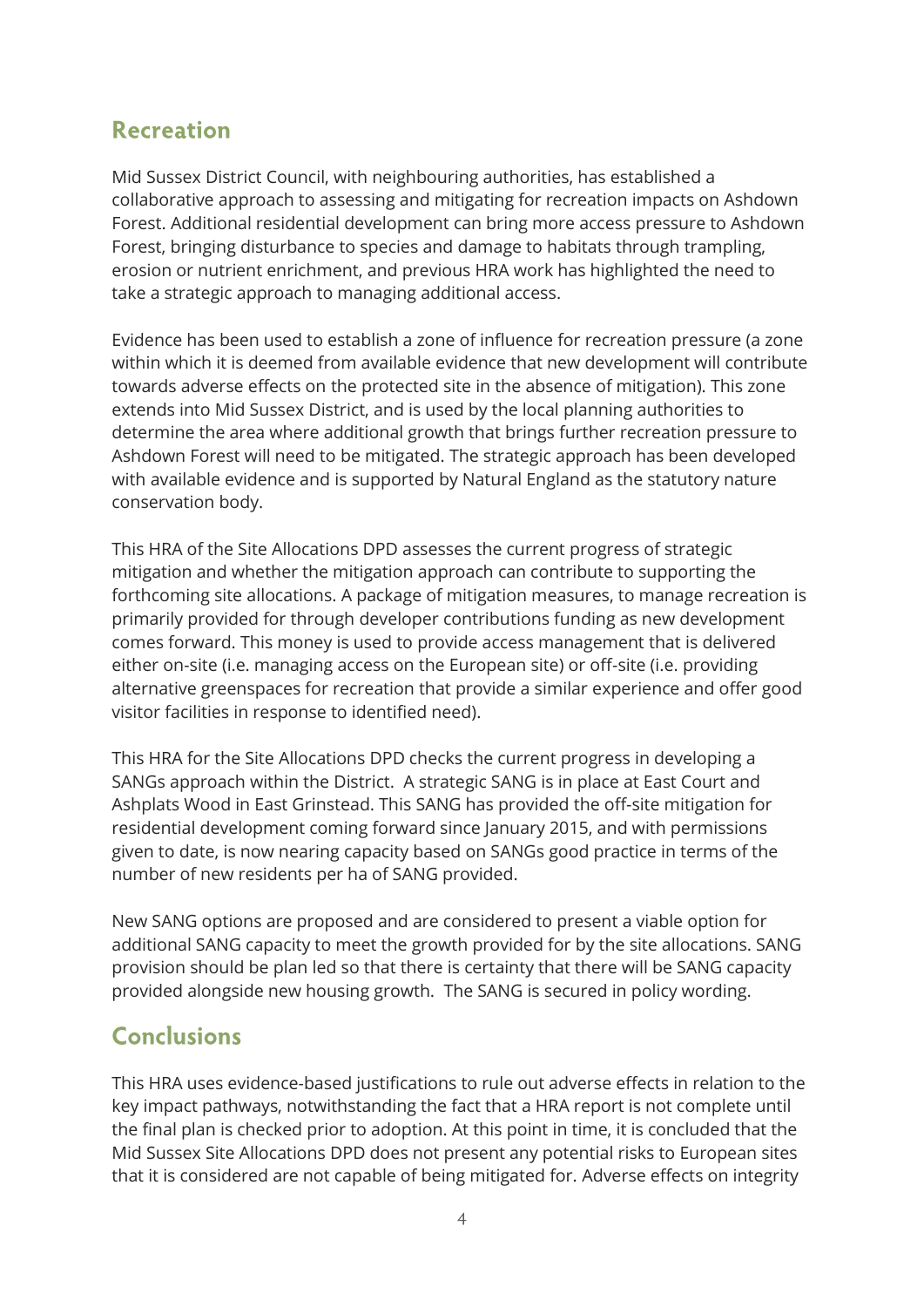## Recreation

Mid Sussex District Council, with neighbouring authorities, has established a collaborative approach to assessing and mitigating for recreation impacts on Ashdown Forest. Additional residential development can bring more access pressure to Ashdown Forest, bringing disturbance to species and damage to habitats through trampling, erosion or nutrient enrichment, and previous HRA work has highlighted the need to take a strategic approach to managing additional access.

Evidence has been used to establish a zone of influence for recreation pressure (a zone within which it is deemed from available evidence that new development will contribute towards adverse effects on the protected site in the absence of mitigation). This zone extends into Mid Sussex District, and is used by the local planning authorities to determine the area where additional growth that brings further recreation pressure to Ashdown Forest will need to be mitigated. The strategic approach has been developed with available evidence and is supported by Natural England as the statutory nature conservation body.

This HRA of the Site Allocations DPD assesses the current progress of strategic mitigation and whether the mitigation approach can contribute to supporting the forthcoming site allocations. A package of mitigation measures, to manage recreation is primarily provided for through developer contributions funding as new development comes forward. This money is used to provide access management that is delivered either on-site (i.e. managing access on the European site) or off-site (i.e. providing alternative greenspaces for recreation that provide a similar experience and offer good visitor facilities in response to identified need).

This HRA for the Site Allocations DPD checks the current progress in developing a SANGs approach within the District. A strategic SANG is in place at East Court and Ashplats Wood in East Grinstead. This SANG has provided the off-site mitigation for residential development coming forward since January 2015, and with permissions given to date, is now nearing capacity based on SANGs good practice in terms of the number of new residents per ha of SANG provided.

New SANG options are proposed and are considered to present a viable option for additional SANG capacity to meet the growth provided for by the site allocations. SANG provision should be plan led so that there is certainty that there will be SANG capacity provided alongside new housing growth. The SANG is secured in policy wording.

## Conclusions

This HRA uses evidence-based justifications to rule out adverse effects in relation to the key impact pathways, notwithstanding the fact that a HRA report is not complete until the final plan is checked prior to adoption. At this point in time, it is concluded that the Mid Sussex Site Allocations DPD does not present any potential risks to European sites that it is considered are not capable of being mitigated for. Adverse effects on integrity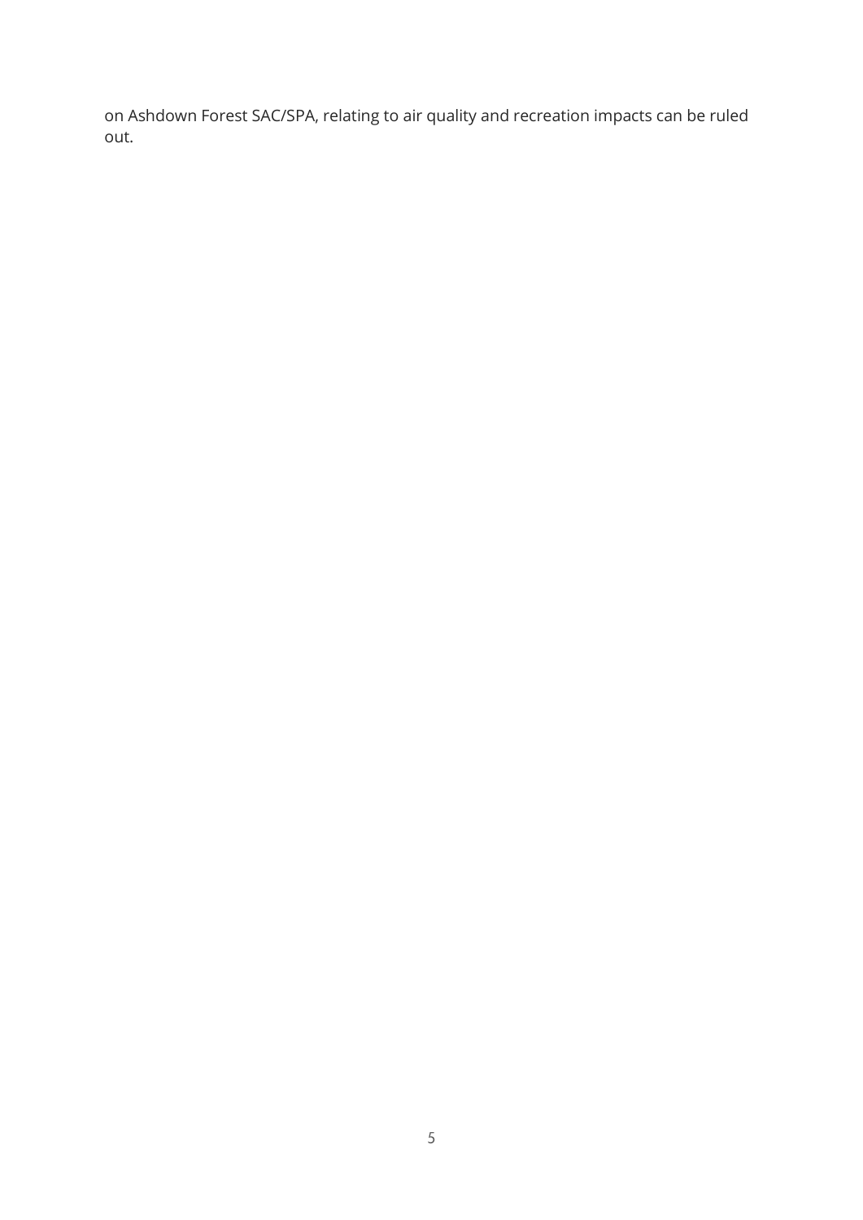on Ashdown Forest SAC/SPA, relating to air quality and recreation impacts can be ruled out.